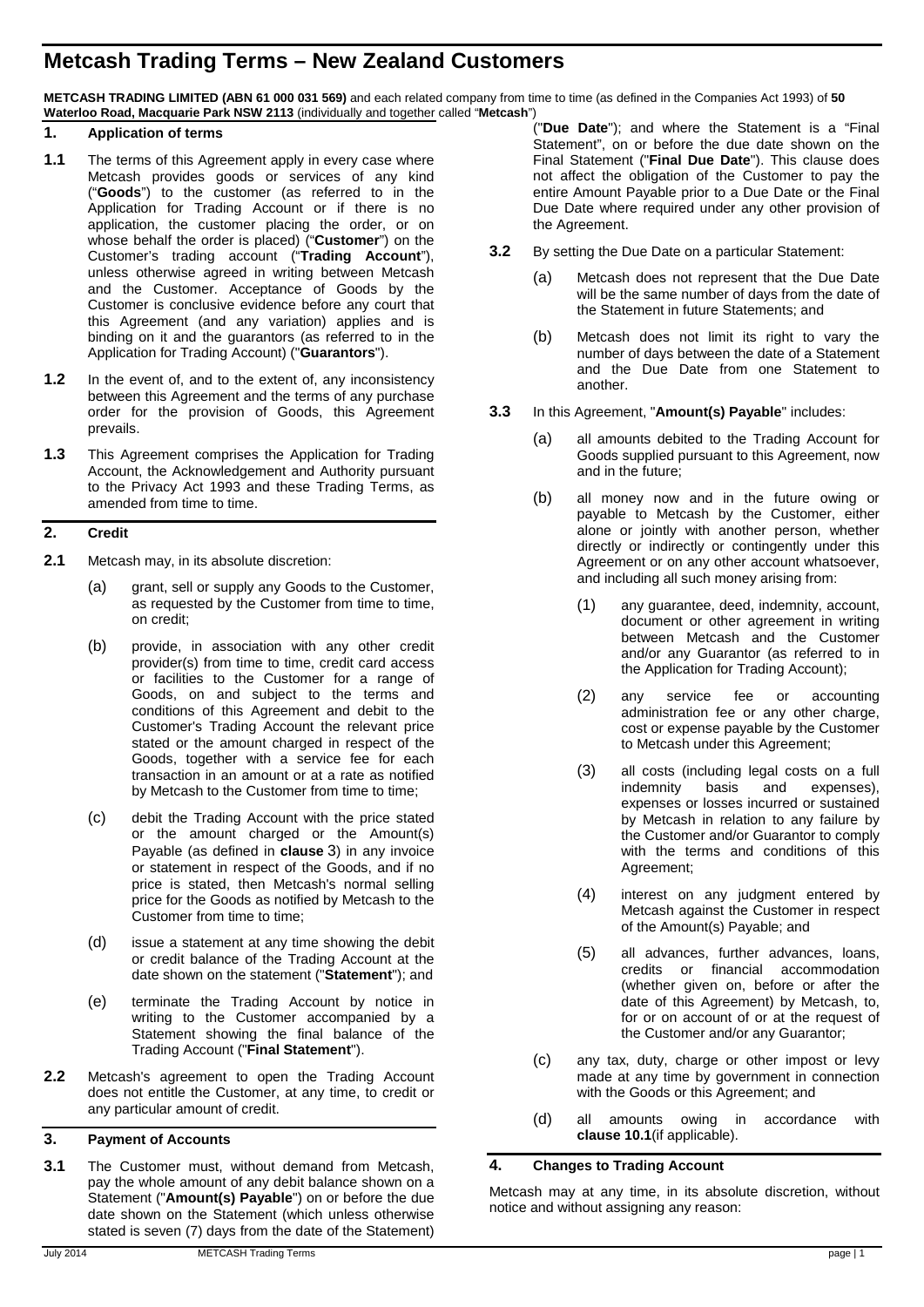# Metcash Trading Terms – New Zealand Customers

**METCASH TRADING LIMITED (ABN 61 000 031 569)** and each related company from time to time (as defined in the Companies Act 1993) of **50 Waterloo Road, Macquarie Park NSW 2113** (individually and together called "**Metcash**")

## 1. Application of terms

**1.1** The terms of this Agreement apply in every case where Metcash provides goods or services of any kind ("**Goods**") to the customer (as referred to in the Application for Trading Account or if there is no application, the customer placing the order, or on whose behalf the order is placed) ("**Customer**") on the Customer's trading account ("**Trading Account**"), unless otherwise agreed in writing between Metcash and the Customer. Acceptance of Goods by the Customer is conclusive evidence before any court that this Agreement (and any variation) applies and is binding on it and the guarantors (as referred to in the Application for Trading Account) ("**Guarantors**").

**1.2** In the event of, and to the extent of, any inconsistency between this Agreement and the terms of any purchase order for the provision of Goods, this Agreement prevails.

**1.3** This Agreement comprises the Application for Trading Account, the Acknowledgement and Authority pursuant to the Privacy Act 1993 and these Trading Terms, as amended from time to time.

## 2. Credit

**2.1** Metcash may, in its absolute discretion:

(a) grant, sell or supply any Goods to the Customer, as requested by the Customer from time to time, on credit;

(b) provide, in association with any other credit provider(s) from time to time, credit card access or facilities to the Customer for a range of Goods, on and subject to the terms and conditions of this Agreement and debit to the Customer's Trading Account the relevant price stated or the amount charged in respect of the Goods, together with a service fee for each transaction in an amount or at a rate as notified by Metcash to the Customer from time to time;

(c) debit the Trading Account with the price stated or the amount charged or the Amount(s) Payable (as defined in **clause** 3) in any invoice or statement in respect of the Goods, and if no price is stated, then Metcash's normal selling price for the Goods as notified by Metcash to the Customer from time to time;

(d) issue a statement at any time showing the debit or credit balance of the Trading Account at the date shown on the statement ("**Statement**"); and

(e) terminate the Trading Account by notice in writing to the Customer accompanied by a Statement showing the final balance of the Trading Account ("**Final Statement**").

**2.2** Metcash's agreement to open the Trading Account does not entitle the Customer, at any time, to credit or any particular amount of credit.

## 3. Payment of Accounts

**3.1** The Customer must, without demand from Metcash, pay the whole amount of any debit balance shown on a Statement ("**Amount(s) Payable**") on or before the due date shown on the Statement (which unless otherwise stated is seven (7) days from the date of the Statement) ("**Due Date**"); and where the Statement is a "Final Statement", on or before the due date shown on the Final Statement ("**Final Due Date**"). This clause does not affect the obligation of the Customer to pay the entire Amount Payable prior to a Due Date or the Final Due Date where required under any other provision of the Agreement.

**3.2** By setting the Due Date on a particular Statement:

(a) Metcash does not represent that the Due Date will be the same number of days from the date of the Statement in future Statements; and

(b) Metcash does not limit its right to vary the number of days between the date of a Statement and the Due Date from one Statement to another.

**3.3** In this Agreement, "**Amount(s) Payable**" includes:

(a) all amounts debited to the Trading Account for Goods supplied pursuant to this Agreement, now and in the future;

(b) all money now and in the future owing or payable to Metcash by the Customer, either alone or jointly with another person, whether directly or indirectly or contingently under this Agreement or on any other account whatsoever, and including all such money arising from:

(1) any guarantee, deed, indemnity, account, document or other agreement in writing between Metcash and the Customer and/or any Guarantor (as referred to in the Application for Trading Account);

(2) any service fee or accounting administration fee or any other charge, cost or expense payable by the Customer to Metcash under this Agreement;

(3) all costs (including legal costs on a full indemnity basis and expenses), expenses or losses incurred or sustained by Metcash in relation to any failure by the Customer and/or Guarantor to comply with the terms and conditions of this Agreement;

(4) interest on any judgment entered by Metcash against the Customer in respect of the Amount(s) Payable; and

(5) all advances, further advances, loans, credits or financial accommodation (whether given on, before or after the date of this Agreement) by Metcash, to, for or on account of or at the request of the Customer and/or any Guarantor;

(c) any tax, duty, charge or other impost or levy made at any time by government in connection with the Goods or this Agreement; and

(d) all amounts owing in accordance with **clause 10.1**(if applicable).

## 4. Changes to Trading Account

Metcash may at any time, in its absolute discretion, without notice and without assigning any reason: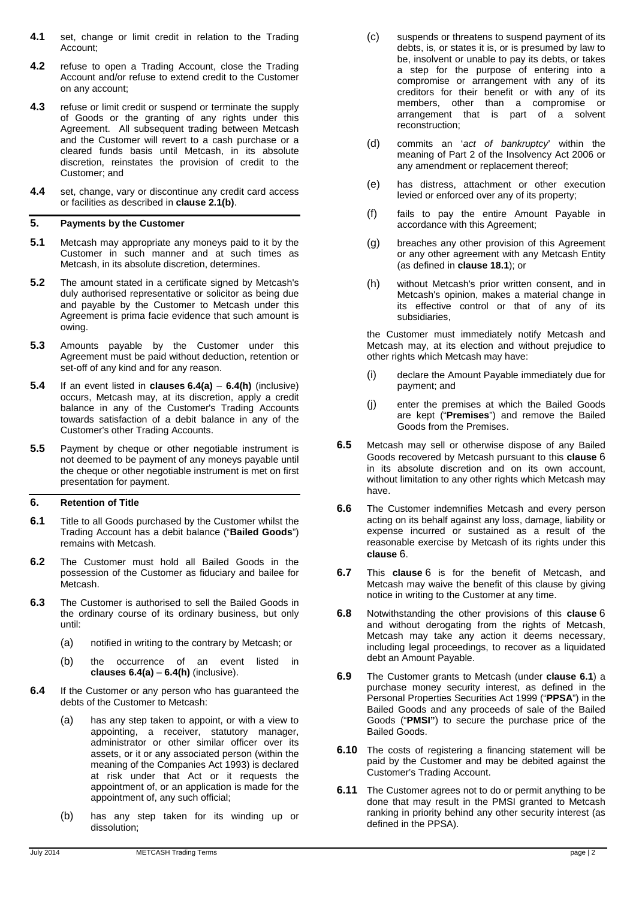**4.1** set, change or limit credit in relation to the Trading Account;

**4.2** refuse to open a Trading Account, close the Trading Account and/or refuse to extend credit to the Customer on any account;

**4.3** refuse or limit credit or suspend or terminate the supply of Goods or the granting of any rights under this Agreement. All subsequent trading between Metcash and the Customer will revert to a cash purchase or a cleared funds basis until Metcash, in its absolute discretion, reinstates the provision of credit to the Customer; and

**4.4** set, change, vary or discontinue any credit card access or facilities as described in **clause 2.1(b)**.

## 5. Payments by the Customer

**5.1** Metcash may appropriate any moneys paid to it by the Customer in such manner and at such times as Metcash, in its absolute discretion, determines.

**5.2** The amount stated in a certificate signed by Metcash's duly authorised representative or solicitor as being due and payable by the Customer to Metcash under this Agreement is prima facie evidence that such amount is owing.

**5.3** Amounts payable by the Customer under this Agreement must be paid without deduction, retention or set-off of any kind and for any reason.

**5.4** If an event listed in **clauses 6.4(a)** – **6.4(h)** (inclusive) occurs, Metcash may, at its discretion, apply a credit balance in any of the Customer's Trading Accounts towards satisfaction of a debit balance in any of the Customer's other Trading Accounts.

**5.5** Payment by cheque or other negotiable instrument is not deemed to be payment of any moneys payable until the cheque or other negotiable instrument is met on first presentation for payment.

## 6. Retention of Title

**6.1** Title to all Goods purchased by the Customer whilst the Trading Account has a debit balance ("**Bailed Goods**") remains with Metcash.

**6.2** The Customer must hold all Bailed Goods in the possession of the Customer as fiduciary and bailee for Metcash.

**6.3** The Customer is authorised to sell the Bailed Goods in the ordinary course of its ordinary business, but only until:

(a) notified in writing to the contrary by Metcash; or

(b) the occurrence of an event listed in **clauses 6.4(a)** – **6.4(h)** (inclusive).

**6.4** If the Customer or any person who has guaranteed the debts of the Customer to Metcash:

(a) has any step taken to appoint, or with a view to appointing, a receiver, statutory manager, administrator or other similar officer over its assets, or it or any associated person (within the meaning of the Companies Act 1993) is declared at risk under that Act or it requests the appointment of, or an application is made for the appointment of, any such official;

(b) has any step taken for its winding up or dissolution;

(c) suspends or threatens to suspend payment of its debts, is, or states it is, or is presumed by law to be, insolvent or unable to pay its debts, or takes a step for the purpose of entering into a compromise or arrangement with any of its creditors for their benefit or with any of its members, other than a compromise or arrangement that is part of a solvent reconstruction;

(d) commits an '*act of bankruptcy*' within the meaning of Part 2 of the Insolvency Act 2006 or any amendment or replacement thereof;

(e) has distress, attachment or other execution levied or enforced over any of its property;

(f) fails to pay the entire Amount Payable in accordance with this Agreement;

(g) breaches any other provision of this Agreement or any other agreement with any Metcash Entity (as defined in **clause 18.1**); or

(h) without Metcash's prior written consent, and in Metcash's opinion, makes a material change in its effective control or that of any of its subsidiaries,

the Customer must immediately notify Metcash and Metcash may, at its election and without prejudice to other rights which Metcash may have:

(i) declare the Amount Payable immediately due for payment; and

(j) enter the premises at which the Bailed Goods are kept ("**Premises**") and remove the Bailed Goods from the Premises.

**6.5** Metcash may sell or otherwise dispose of any Bailed Goods recovered by Metcash pursuant to this **clause** 6 in its absolute discretion and on its own account, without limitation to any other rights which Metcash may have.

**6.6** The Customer indemnifies Metcash and every person acting on its behalf against any loss, damage, liability or expense incurred or sustained as a result of the reasonable exercise by Metcash of its rights under this **clause** 6.

**6.7** This **clause** 6 is for the benefit of Metcash, and Metcash may waive the benefit of this clause by giving notice in writing to the Customer at any time.

**6.8** Notwithstanding the other provisions of this **clause** 6 and without derogating from the rights of Metcash, Metcash may take any action it deems necessary, including legal proceedings, to recover as a liquidated debt an Amount Payable.

**6.9** The Customer grants to Metcash (under **clause 6.1**) a purchase money security interest, as defined in the Personal Properties Securities Act 1999 ("**PPSA**") in the Bailed Goods and any proceeds of sale of the Bailed Goods ("**PMSI"**) to secure the purchase price of the Bailed Goods.

**6.10** The costs of registering a financing statement will be paid by the Customer and may be debited against the Customer's Trading Account.

**6.11** The Customer agrees not to do or permit anything to be done that may result in the PMSI granted to Metcash ranking in priority behind any other security interest (as defined in the PPSA).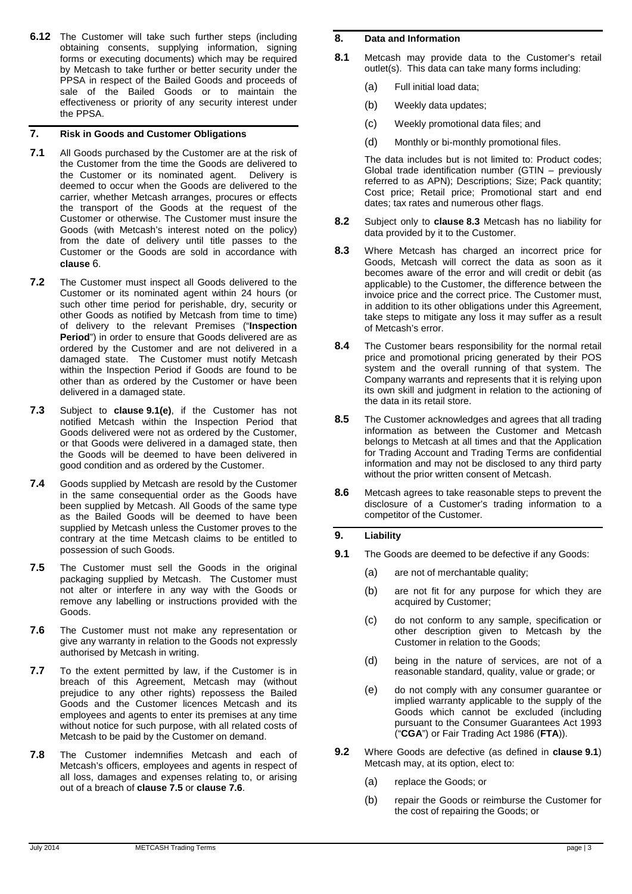**6.12** The Customer will take such further steps (including obtaining consents, supplying information, signing forms or executing documents) which may be required by Metcash to take further or better security under the PPSA in respect of the Bailed Goods and proceeds of sale of the Bailed Goods or to maintain the effectiveness or priority of any security interest under the PPSA.

## 7. Risk in Goods and Customer Obligations

**7.1** All Goods purchased by the Customer are at the risk of the Customer from the time the Goods are delivered to the Customer or its nominated agent. Delivery is deemed to occur when the Goods are delivered to the carrier, whether Metcash arranges, procures or effects the transport of the Goods at the request of the Customer or otherwise. The Customer must insure the Goods (with Metcash's interest noted on the policy) from the date of delivery until title passes to the Customer or the Goods are sold in accordance with **clause** 6.

**7.2** The Customer must inspect all Goods delivered to the Customer or its nominated agent within 24 hours (or such other time period for perishable, dry, security or other Goods as notified by Metcash from time to time) of delivery to the relevant Premises ("**Inspection Period**") in order to ensure that Goods delivered are as ordered by the Customer and are not delivered in a damaged state. The Customer must notify Metcash within the Inspection Period if Goods are found to be other than as ordered by the Customer or have been delivered in a damaged state.

**7.3** Subject to **clause 9.1(e)**, if the Customer has not notified Metcash within the Inspection Period that Goods delivered were not as ordered by the Customer, or that Goods were delivered in a damaged state, then the Goods will be deemed to have been delivered in good condition and as ordered by the Customer.

**7.4** Goods supplied by Metcash are resold by the Customer in the same consequential order as the Goods have been supplied by Metcash. All Goods of the same type as the Bailed Goods will be deemed to have been supplied by Metcash unless the Customer proves to the contrary at the time Metcash claims to be entitled to possession of such Goods.

**7.5** The Customer must sell the Goods in the original packaging supplied by Metcash. The Customer must not alter or interfere in any way with the Goods or remove any labelling or instructions provided with the Goods.

**7.6** The Customer must not make any representation or give any warranty in relation to the Goods not expressly authorised by Metcash in writing.

**7.7** To the extent permitted by law, if the Customer is in breach of this Agreement, Metcash may (without prejudice to any other rights) repossess the Bailed Goods and the Customer licences Metcash and its employees and agents to enter its premises at any time without notice for such purpose, with all related costs of Metcash to be paid by the Customer on demand.

**7.8** The Customer indemnifies Metcash and each of Metcash's officers, employees and agents in respect of all loss, damages and expenses relating to, or arising out of a breach of **clause 7.5** or **clause 7.6**.

## 8. Data and Information

**8.1** Metcash may provide data to the Customer's retail outlet(s). This data can take many forms including:

(a) Full initial load data;

(b) Weekly data updates;

(c) Weekly promotional data files; and

(d) Monthly or bi-monthly promotional files.

The data includes but is not limited to: Product codes; Global trade identification number (GTIN – previously referred to as APN); Descriptions; Size; Pack quantity; Cost price; Retail price; Promotional start and end dates; tax rates and numerous other flags.

**8.2** Subject only to **clause 8.3** Metcash has no liability for data provided by it to the Customer.

**8.3** Where Metcash has charged an incorrect price for Goods, Metcash will correct the data as soon as it becomes aware of the error and will credit or debit (as applicable) to the Customer, the difference between the invoice price and the correct price. The Customer must, in addition to its other obligations under this Agreement, take steps to mitigate any loss it may suffer as a result of Metcash's error.

**8.4** The Customer bears responsibility for the normal retail price and promotional pricing generated by their POS system and the overall running of that system. The Company warrants and represents that it is relying upon its own skill and judgment in relation to the actioning of the data in its retail store.

**8.5** The Customer acknowledges and agrees that all trading information as between the Customer and Metcash belongs to Metcash at all times and that the Application for Trading Account and Trading Terms are confidential information and may not be disclosed to any third party without the prior written consent of Metcash.

**8.6** Metcash agrees to take reasonable steps to prevent the disclosure of a Customer's trading information to a competitor of the Customer.

## 9. Liability

**9.1** The Goods are deemed to be defective if any Goods:

(a) are not of merchantable quality;

(b) are not fit for any purpose for which they are acquired by Customer;

(c) do not conform to any sample, specification or other description given to Metcash by the Customer in relation to the Goods;

(d) being in the nature of services, are not of a reasonable standard, quality, value or grade; or

(e) do not comply with any consumer guarantee or implied warranty applicable to the supply of the Goods which cannot be excluded (including pursuant to the Consumer Guarantees Act 1993 ("**CGA**") or Fair Trading Act 1986 (**FTA**)).

**9.2** Where Goods are defective (as defined in **clause 9.1**) Metcash may, at its option, elect to:

(a) replace the Goods; or

(b) repair the Goods or reimburse the Customer for the cost of repairing the Goods; or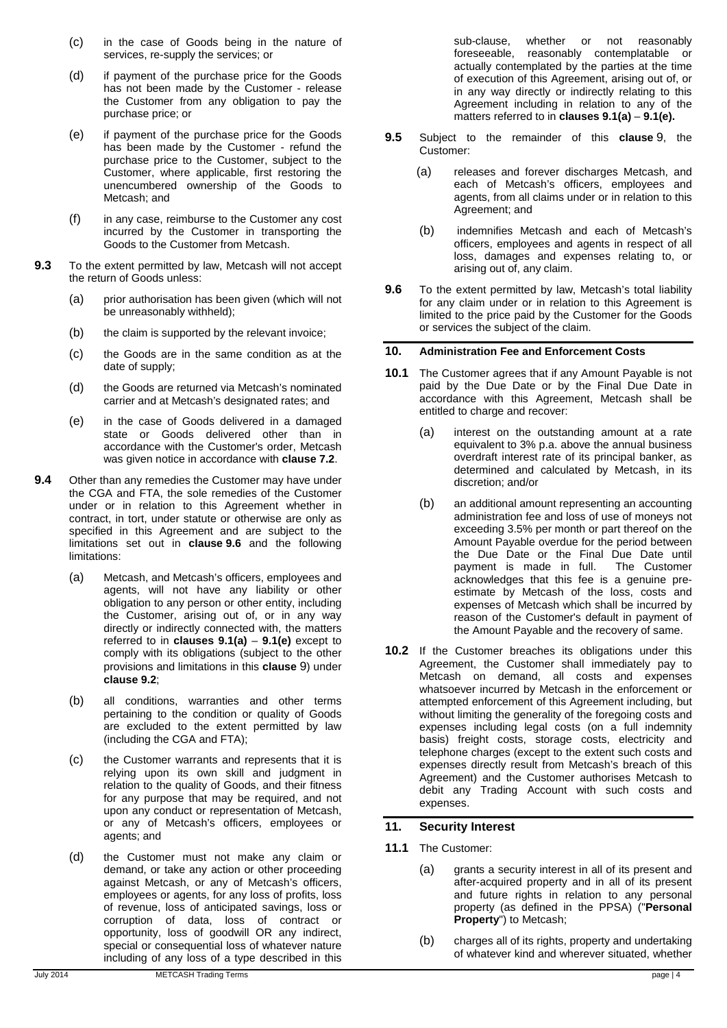(c) in the case of Goods being in the nature of services, re-supply the services; or

(d) if payment of the purchase price for the Goods has not been made by the Customer - release the Customer from any obligation to pay the purchase price; or

(e) if payment of the purchase price for the Goods has been made by the Customer - refund the purchase price to the Customer, subject to the Customer, where applicable, first restoring the unencumbered ownership of the Goods to Metcash; and

(f) in any case, reimburse to the Customer any cost incurred by the Customer in transporting the Goods to the Customer from Metcash.

**9.3** To the extent permitted by law, Metcash will not accept the return of Goods unless:

(a) prior authorisation has been given (which will not be unreasonably withheld);

(b) the claim is supported by the relevant invoice;

(c) the Goods are in the same condition as at the date of supply;

(d) the Goods are returned via Metcash's nominated carrier and at Metcash's designated rates; and

(e) in the case of Goods delivered in a damaged state or Goods delivered other than in accordance with the Customer's order, Metcash was given notice in accordance with **clause 7.2**.

**9.4** Other than any remedies the Customer may have under the CGA and FTA, the sole remedies of the Customer under or in relation to this Agreement whether in contract, in tort, under statute or otherwise are only as specified in this Agreement and are subject to the limitations set out in **clause 9.6** and the following limitations:

(a) Metcash, and Metcash's officers, employees and agents, will not have any liability or other obligation to any person or other entity, including the Customer, arising out of, or in any way directly or indirectly connected with, the matters referred to in **clauses 9.1(a)** – **9.1(e)** except to comply with its obligations (subject to the other provisions and limitations in this **clause** 9) under **clause 9.2**;

(b) all conditions, warranties and other terms pertaining to the condition or quality of Goods are excluded to the extent permitted by law (including the CGA and FTA);

(c) the Customer warrants and represents that it is relying upon its own skill and judgment in relation to the quality of Goods, and their fitness for any purpose that may be required, and not upon any conduct or representation of Metcash, or any of Metcash's officers, employees or agents; and

(d) the Customer must not make any claim or demand, or take any action or other proceeding against Metcash, or any of Metcash's officers, employees or agents, for any loss of profits, loss of revenue, loss of anticipated savings, loss or corruption of data, loss of contract or opportunity, loss of goodwill OR any indirect, special or consequential loss of whatever nature including of any loss of a type described in this sub-clause, whether or not reasonably foreseeable, reasonably contemplatable or actually contemplated by the parties at the time of execution of this Agreement, arising out of, or in any way directly or indirectly relating to this Agreement including in relation to any of the matters referred to in **clauses 9.1(a)** – **9.1(e).**

**9.5** Subject to the remainder of this **clause** 9, the Customer:

(a) releases and forever discharges Metcash, and each of Metcash's officers, employees and agents, from all claims under or in relation to this Agreement; and

(b) indemnifies Metcash and each of Metcash's officers, employees and agents in respect of all loss, damages and expenses relating to, or arising out of, any claim.

**9.6** To the extent permitted by law, Metcash's total liability for any claim under or in relation to this Agreement is limited to the price paid by the Customer for the Goods or services the subject of the claim.

## 10. Administration Fee and Enforcement Costs

**10.1** The Customer agrees that if any Amount Payable is not paid by the Due Date or by the Final Due Date in accordance with this Agreement, Metcash shall be entitled to charge and recover:

(a) interest on the outstanding amount at a rate equivalent to 3% p.a. above the annual business overdraft interest rate of its principal banker, as determined and calculated by Metcash, in its discretion; and/or

(b) an additional amount representing an accounting administration fee and loss of use of moneys not exceeding 3.5% per month or part thereof on the Amount Payable overdue for the period between the Due Date or the Final Due Date until payment is made in full. The Customer acknowledges that this fee is a genuine pre-estimate by Metcash of the loss, costs and expenses of Metcash which shall be incurred by reason of the Customer's default in payment of the Amount Payable and the recovery of same.

**10.2** If the Customer breaches its obligations under this Agreement, the Customer shall immediately pay to Metcash on demand, all costs and expenses whatsoever incurred by Metcash in the enforcement or attempted enforcement of this Agreement including, but without limiting the generality of the foregoing costs and expenses including legal costs (on a full indemnity basis) freight costs, storage costs, electricity and telephone charges (except to the extent such costs and expenses directly result from Metcash's breach of this Agreement) and the Customer authorises Metcash to debit any Trading Account with such costs and expenses.

## 11. Security Interest

**11.1** The Customer:

(a) grants a security interest in all of its present and after-acquired property and in all of its present and future rights in relation to any personal property (as defined in the PPSA) ("**Personal Property**") to Metcash;

(b) charges all of its rights, property and undertaking of whatever kind and wherever situated, whether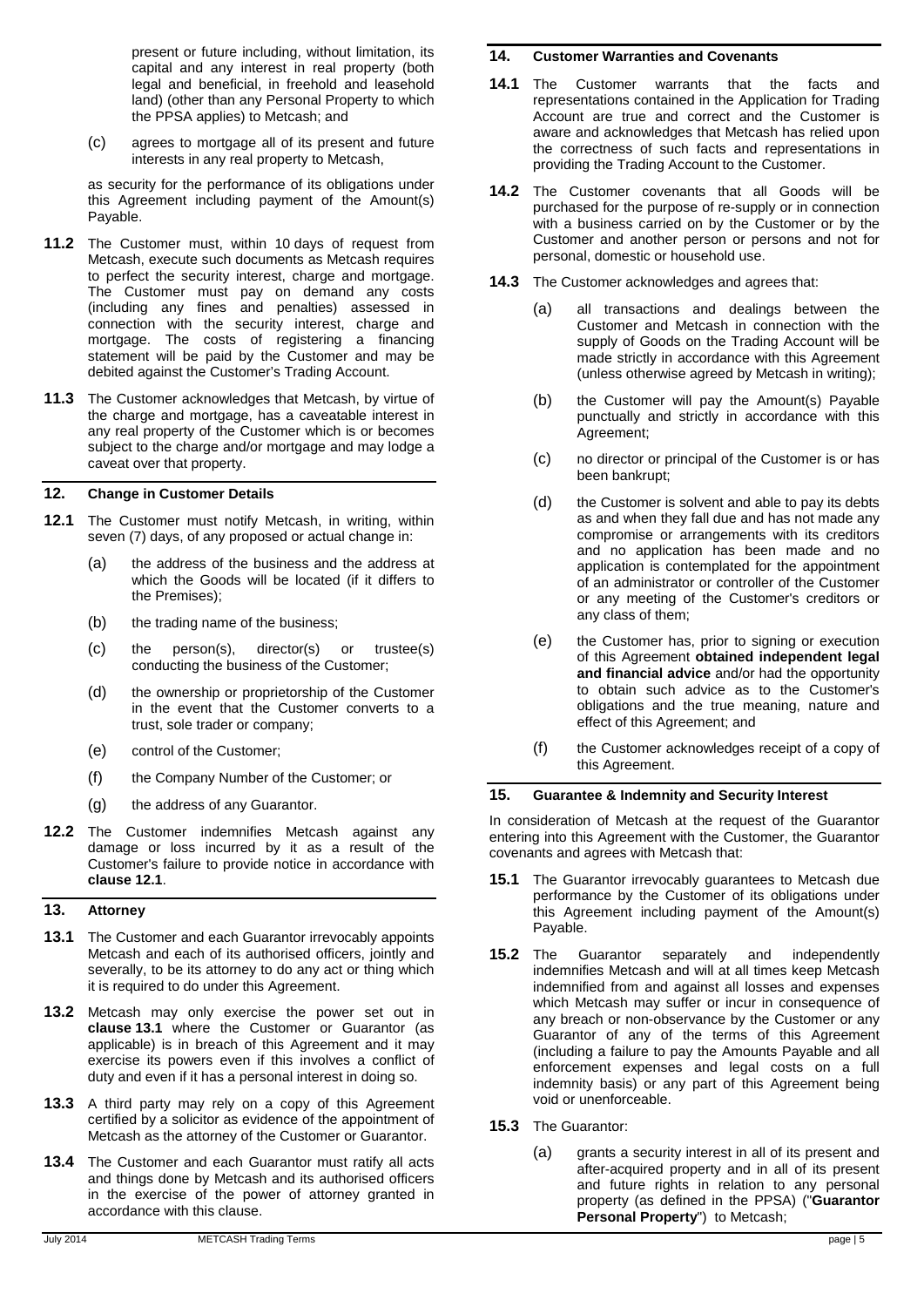present or future including, without limitation, its capital and any interest in real property (both legal and beneficial, in freehold and leasehold land) (other than any Personal Property to which the PPSA applies) to Metcash; and

(c) agrees to mortgage all of its present and future interests in any real property to Metcash,

as security for the performance of its obligations under this Agreement including payment of the Amount(s) Payable.

**11.2** The Customer must, within 10 days of request from Metcash, execute such documents as Metcash requires to perfect the security interest, charge and mortgage. The Customer must pay on demand any costs (including any fines and penalties) assessed in connection with the security interest, charge and mortgage. The costs of registering a financing statement will be paid by the Customer and may be debited against the Customer's Trading Account.

**11.3** The Customer acknowledges that Metcash, by virtue of the charge and mortgage, has a caveatable interest in any real property of the Customer which is or becomes subject to the charge and/or mortgage and may lodge a caveat over that property.

## 12. Change in Customer Details

**12.1** The Customer must notify Metcash, in writing, within seven (7) days, of any proposed or actual change in:

(a) the address of the business and the address at which the Goods will be located (if it differs to the Premises);

(b) the trading name of the business;

(c) the person(s), director(s) or trustee(s) conducting the business of the Customer;

(d) the ownership or proprietorship of the Customer in the event that the Customer converts to a trust, sole trader or company;

(e) control of the Customer;

(f) the Company Number of the Customer; or

(g) the address of any Guarantor.

**12.2** The Customer indemnifies Metcash against any damage or loss incurred by it as a result of the Customer's failure to provide notice in accordance with **clause 12.1**.

## 13. Attorney

**13.1** The Customer and each Guarantor irrevocably appoints Metcash and each of its authorised officers, jointly and severally, to be its attorney to do any act or thing which it is required to do under this Agreement.

**13.2** Metcash may only exercise the power set out in **clause 13.1** where the Customer or Guarantor (as applicable) is in breach of this Agreement and it may exercise its powers even if this involves a conflict of duty and even if it has a personal interest in doing so.

**13.3** A third party may rely on a copy of this Agreement certified by a solicitor as evidence of the appointment of Metcash as the attorney of the Customer or Guarantor.

**13.4** The Customer and each Guarantor must ratify all acts and things done by Metcash and its authorised officers in the exercise of the power of attorney granted in accordance with this clause.

## 14. Customer Warranties and Covenants

**14.1** The Customer warrants that the facts and representations contained in the Application for Trading Account are true and correct and the Customer is aware and acknowledges that Metcash has relied upon the correctness of such facts and representations in providing the Trading Account to the Customer.

**14.2** The Customer covenants that all Goods will be purchased for the purpose of re-supply or in connection with a business carried on by the Customer or by the Customer and another person or persons and not for personal, domestic or household use.

**14.3** The Customer acknowledges and agrees that:

(a) all transactions and dealings between the Customer and Metcash in connection with the supply of Goods on the Trading Account will be made strictly in accordance with this Agreement (unless otherwise agreed by Metcash in writing);

(b) the Customer will pay the Amount(s) Payable punctually and strictly in accordance with this Agreement;

(c) no director or principal of the Customer is or has been bankrupt;

(d) the Customer is solvent and able to pay its debts as and when they fall due and has not made any compromise or arrangements with its creditors and no application has been made and no application is contemplated for the appointment of an administrator or controller of the Customer or any meeting of the Customer's creditors or any class of them;

(e) the Customer has, prior to signing or execution of this Agreement **obtained independent legal and financial advice** and/or had the opportunity to obtain such advice as to the Customer's obligations and the true meaning, nature and effect of this Agreement; and

(f) the Customer acknowledges receipt of a copy of this Agreement.

## 15. Guarantee & Indemnity and Security Interest

In consideration of Metcash at the request of the Guarantor entering into this Agreement with the Customer, the Guarantor covenants and agrees with Metcash that:

**15.1** The Guarantor irrevocably guarantees to Metcash due performance by the Customer of its obligations under this Agreement including payment of the Amount(s) Payable.

**15.2** The Guarantor separately and independently indemnifies Metcash and will at all times keep Metcash indemnified from and against all losses and expenses which Metcash may suffer or incur in consequence of any breach or non-observance by the Customer or any Guarantor of any of the terms of this Agreement (including a failure to pay the Amounts Payable and all enforcement expenses and legal costs on a full indemnity basis) or any part of this Agreement being void or unenforceable.

**15.3** The Guarantor:

(a) grants a security interest in all of its present and after-acquired property and in all of its present and future rights in relation to any personal property (as defined in the PPSA) ("**Guarantor Personal Property**") to Metcash;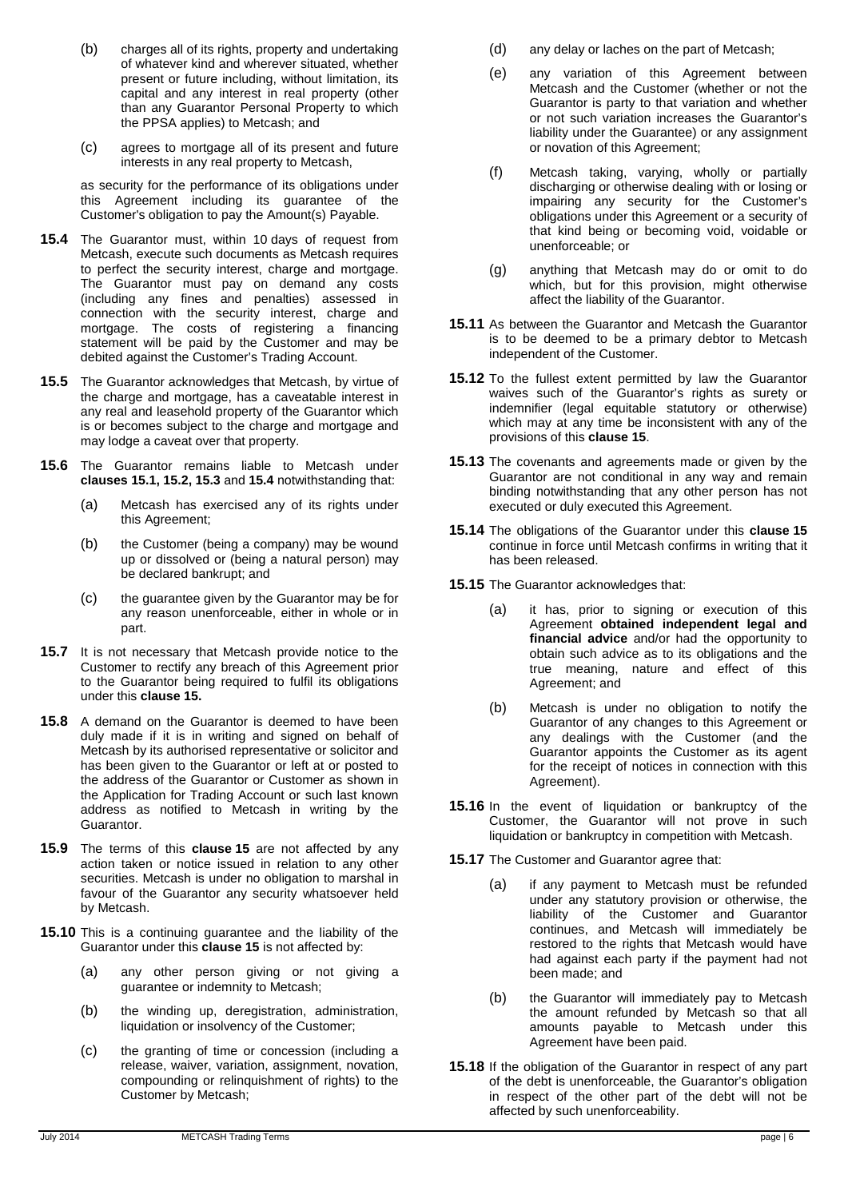(b) charges all of its rights, property and undertaking of whatever kind and wherever situated, whether present or future including, without limitation, its capital and any interest in real property (other than any Guarantor Personal Property to which the PPSA applies) to Metcash; and

(c) agrees to mortgage all of its present and future interests in any real property to Metcash,

as security for the performance of its obligations under this Agreement including its guarantee of the Customer's obligation to pay the Amount(s) Payable.

**15.4** The Guarantor must, within 10 days of request from Metcash, execute such documents as Metcash requires to perfect the security interest, charge and mortgage. The Guarantor must pay on demand any costs (including any fines and penalties) assessed in connection with the security interest, charge and mortgage. The costs of registering a financing statement will be paid by the Customer and may be debited against the Customer's Trading Account.

**15.5** The Guarantor acknowledges that Metcash, by virtue of the charge and mortgage, has a caveatable interest in any real and leasehold property of the Guarantor which is or becomes subject to the charge and mortgage and may lodge a caveat over that property.

**15.6** The Guarantor remains liable to Metcash under **clauses 15.1, 15.2, 15.3** and **15.4** notwithstanding that:

(a) Metcash has exercised any of its rights under this Agreement;

(b) the Customer (being a company) may be wound up or dissolved or (being a natural person) may be declared bankrupt; and

(c) the guarantee given by the Guarantor may be for any reason unenforceable, either in whole or in part.

**15.7** It is not necessary that Metcash provide notice to the Customer to rectify any breach of this Agreement prior to the Guarantor being required to fulfil its obligations under this **clause 15.**

**15.8** A demand on the Guarantor is deemed to have been duly made if it is in writing and signed on behalf of Metcash by its authorised representative or solicitor and has been given to the Guarantor or left at or posted to the address of the Guarantor or Customer as shown in the Application for Trading Account or such last known address as notified to Metcash in writing by the Guarantor.

**15.9** The terms of this **clause 15** are not affected by any action taken or notice issued in relation to any other securities. Metcash is under no obligation to marshal in favour of the Guarantor any security whatsoever held by Metcash.

**15.10** This is a continuing guarantee and the liability of the Guarantor under this **clause 15** is not affected by:

(a) any other person giving or not giving a guarantee or indemnity to Metcash;

(b) the winding up, deregistration, administration, liquidation or insolvency of the Customer;

(c) the granting of time or concession (including a release, waiver, variation, assignment, novation, compounding or relinquishment of rights) to the Customer by Metcash;

(d) any delay or laches on the part of Metcash;

(e) any variation of this Agreement between Metcash and the Customer (whether or not the Guarantor is party to that variation and whether or not such variation increases the Guarantor's liability under the Guarantee) or any assignment or novation of this Agreement;

(f) Metcash taking, varying, wholly or partially discharging or otherwise dealing with or losing or impairing any security for the Customer's obligations under this Agreement or a security of that kind being or becoming void, voidable or unenforceable; or

(g) anything that Metcash may do or omit to do which, but for this provision, might otherwise affect the liability of the Guarantor.

**15.11** As between the Guarantor and Metcash the Guarantor is to be deemed to be a primary debtor to Metcash independent of the Customer.

**15.12** To the fullest extent permitted by law the Guarantor waives such of the Guarantor's rights as surety or indemnifier (legal equitable statutory or otherwise) which may at any time be inconsistent with any of the provisions of this **clause 15**.

**15.13** The covenants and agreements made or given by the Guarantor are not conditional in any way and remain binding notwithstanding that any other person has not executed or duly executed this Agreement.

**15.14** The obligations of the Guarantor under this **clause 15** continue in force until Metcash confirms in writing that it has been released.

**15.15** The Guarantor acknowledges that:

(a) it has, prior to signing or execution of this Agreement **obtained independent legal and financial advice** and/or had the opportunity to obtain such advice as to its obligations and the true meaning, nature and effect of this Agreement; and

(b) Metcash is under no obligation to notify the Guarantor of any changes to this Agreement or any dealings with the Customer (and the Guarantor appoints the Customer as its agent for the receipt of notices in connection with this Agreement).

**15.16** In the event of liquidation or bankruptcy of the Customer, the Guarantor will not prove in such liquidation or bankruptcy in competition with Metcash.

**15.17** The Customer and Guarantor agree that:

(a) if any payment to Metcash must be refunded under any statutory provision or otherwise, the liability of the Customer and Guarantor continues, and Metcash will immediately be restored to the rights that Metcash would have had against each party if the payment had not been made; and

(b) the Guarantor will immediately pay to Metcash the amount refunded by Metcash so that all amounts payable to Metcash under this Agreement have been paid.

**15.18** If the obligation of the Guarantor in respect of any part of the debt is unenforceable, the Guarantor's obligation in respect of the other part of the debt will not be affected by such unenforceability.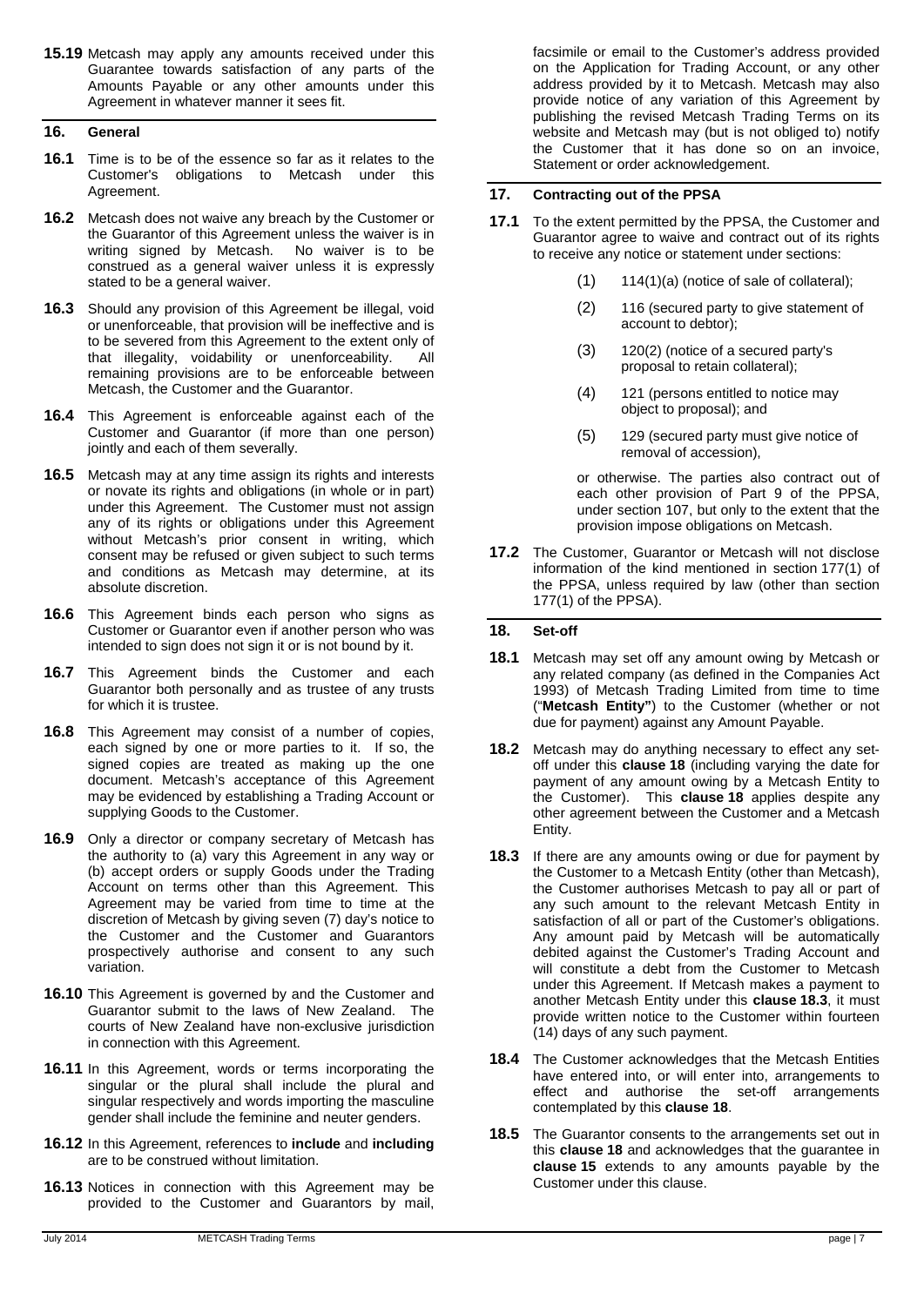**15.19** Metcash may apply any amounts received under this Guarantee towards satisfaction of any parts of the Amounts Payable or any other amounts under this Agreement in whatever manner it sees fit.

## 16. General

**16.1** Time is to be of the essence so far as it relates to the Customer's obligations to Metcash under this Agreement.

**16.2** Metcash does not waive any breach by the Customer or the Guarantor of this Agreement unless the waiver is in writing signed by Metcash. No waiver is to be construed as a general waiver unless it is expressly stated to be a general waiver.

**16.3** Should any provision of this Agreement be illegal, void or unenforceable, that provision will be ineffective and is to be severed from this Agreement to the extent only of that illegality, voidability or unenforceability. All remaining provisions are to be enforceable between Metcash, the Customer and the Guarantor.

**16.4** This Agreement is enforceable against each of the Customer and Guarantor (if more than one person) jointly and each of them severally.

**16.5** Metcash may at any time assign its rights and interests or novate its rights and obligations (in whole or in part) under this Agreement. The Customer must not assign any of its rights or obligations under this Agreement without Metcash's prior consent in writing, which consent may be refused or given subject to such terms and conditions as Metcash may determine, at its absolute discretion.

**16.6** This Agreement binds each person who signs as Customer or Guarantor even if another person who was intended to sign does not sign it or is not bound by it.

**16.7** This Agreement binds the Customer and each Guarantor both personally and as trustee of any trusts for which it is trustee.

**16.8** This Agreement may consist of a number of copies, each signed by one or more parties to it. If so, the signed copies are treated as making up the one document. Metcash's acceptance of this Agreement may be evidenced by establishing a Trading Account or supplying Goods to the Customer.

**16.9** Only a director or company secretary of Metcash has the authority to (a) vary this Agreement in any way or (b) accept orders or supply Goods under the Trading Account on terms other than this Agreement. This Agreement may be varied from time to time at the discretion of Metcash by giving seven (7) day's notice to the Customer and the Customer and Guarantors prospectively authorise and consent to any such variation.

**16.10** This Agreement is governed by and the Customer and Guarantor submit to the laws of New Zealand. The courts of New Zealand have non-exclusive jurisdiction in connection with this Agreement.

**16.11** In this Agreement, words or terms incorporating the singular or the plural shall include the plural and singular respectively and words importing the masculine gender shall include the feminine and neuter genders.

**16.12** In this Agreement, references to **include** and **including** are to be construed without limitation.

**16.13** Notices in connection with this Agreement may be provided to the Customer and Guarantors by mail, facsimile or email to the Customer's address provided on the Application for Trading Account, or any other address provided by it to Metcash. Metcash may also provide notice of any variation of this Agreement by publishing the revised Metcash Trading Terms on its website and Metcash may (but is not obliged to) notify the Customer that it has done so on an invoice, Statement or order acknowledgement.

## 17. Contracting out of the PPSA

**17.1** To the extent permitted by the PPSA, the Customer and Guarantor agree to waive and contract out of its rights to receive any notice or statement under sections:

(1) 114(1)(a) (notice of sale of collateral);

(2) 116 (secured party to give statement of account to debtor);

(3) 120(2) (notice of a secured party's proposal to retain collateral);

(4) 121 (persons entitled to notice may object to proposal); and

(5) 129 (secured party must give notice of removal of accession),

or otherwise. The parties also contract out of each other provision of Part 9 of the PPSA, under section 107, but only to the extent that the provision impose obligations on Metcash.

**17.2** The Customer, Guarantor or Metcash will not disclose information of the kind mentioned in section 177(1) of the PPSA, unless required by law (other than section 177(1) of the PPSA).

## 18. Set-off

**18.1** Metcash may set off any amount owing by Metcash or any related company (as defined in the Companies Act 1993) of Metcash Trading Limited from time to time ("**Metcash Entity**") to the Customer (whether or not due for payment) against any Amount Payable.

**18.2** Metcash may do anything necessary to effect any set-off under this **clause 18** (including varying the date for payment of any amount owing by a Metcash Entity to the Customer). This **clause 18** applies despite any other agreement between the Customer and a Metcash Entity.

**18.3** If there are any amounts owing or due for payment by the Customer to a Metcash Entity (other than Metcash), the Customer authorises Metcash to pay all or part of any such amount to the relevant Metcash Entity in satisfaction of all or part of the Customer's obligations. Any amount paid by Metcash will be automatically debited against the Customer's Trading Account and will constitute a debt from the Customer to Metcash under this Agreement. If Metcash makes a payment to another Metcash Entity under this **clause 18.3**, it must provide written notice to the Customer within fourteen (14) days of any such payment.

**18.4** The Customer acknowledges that the Metcash Entities have entered into, or will enter into, arrangements to effect and authorise the set-off arrangements contemplated by this **clause 18**.

**18.5** The Guarantor consents to the arrangements set out in this **clause 18** and acknowledges that the guarantee in **clause 15** extends to any amounts payable by the Customer under this clause.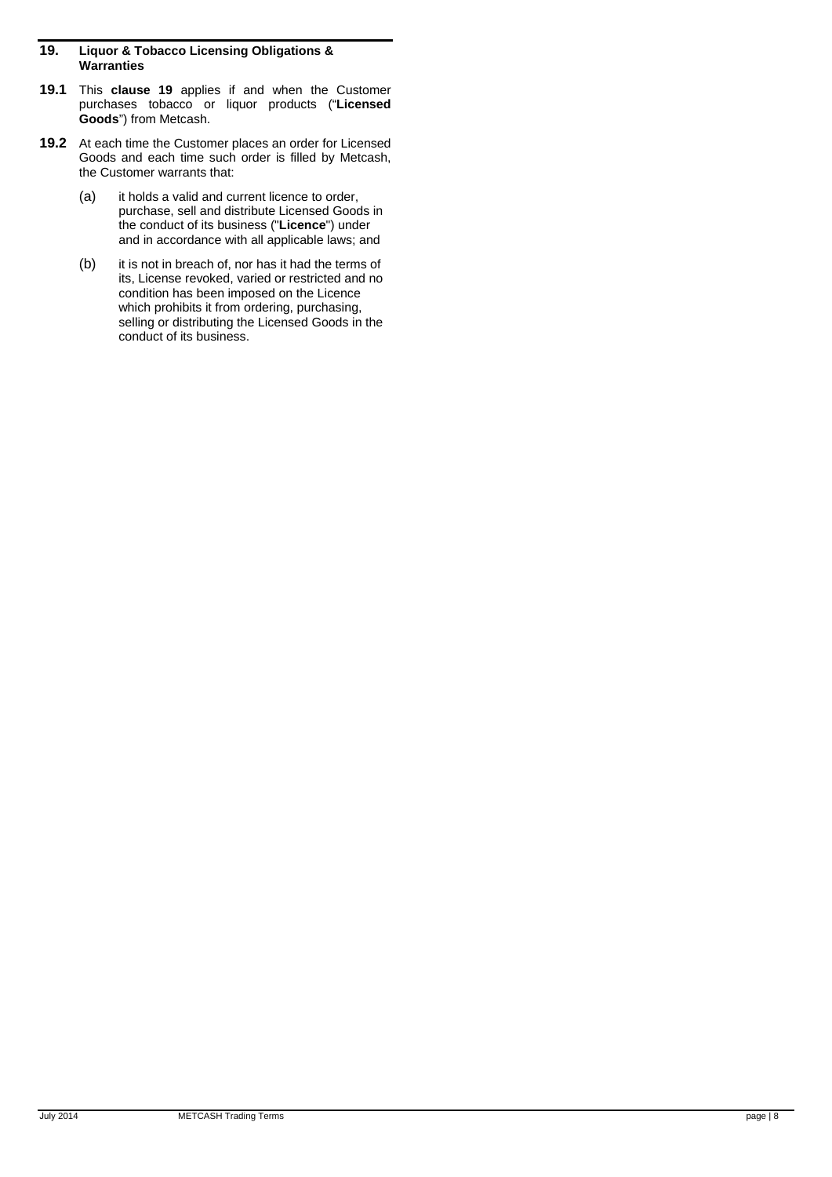## 19. Liquor & Tobacco Licensing Obligations & Warranties

**19.1** This **clause 19** applies if and when the Customer purchases tobacco or liquor products ("**Licensed Goods**") from Metcash.

**19.2** At each time the Customer places an order for Licensed Goods and each time such order is filled by Metcash, the Customer warrants that:

(a) it holds a valid and current licence to order, purchase, sell and distribute Licensed Goods in the conduct of its business ("**Licence**") under and in accordance with all applicable laws; and

(b) it is not in breach of, nor has it had the terms of its, License revoked, varied or restricted and no condition has been imposed on the Licence which prohibits it from ordering, purchasing, selling or distributing the Licensed Goods in the conduct of its business.